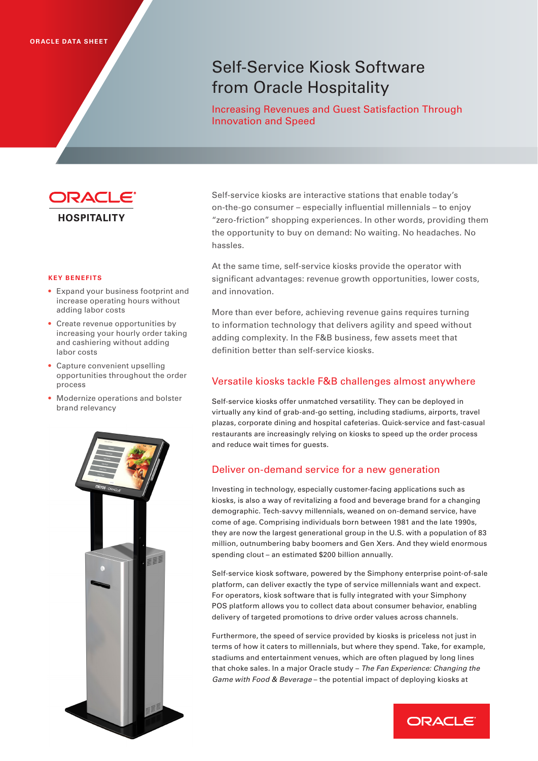ORACLE DATA SHEET

# Self-Service Kiosk Software from Oracle Hospitality

## Increasing Revenues and Guest Satisfaction Through Innovation and Speed

ORACLE HOSPITALITY

### KEY BENEFITS

- Expand your business footprint and increase operating hours without adding labor costs
- Create revenue opportunities by increasing your hourly order taking and cashiering without adding labor costs
- Capture convenient upselling opportunities throughout the order process
- Modernize operations and bolster brand relevancy

Self-service kiosks are interactive stations that enable today's on-the-go consumer – especially influential millennials – to enjoy "zero-friction" shopping experiences. In other words, providing them the opportunity to buy on demand: No waiting. No headaches. No hassles.

At the same time, self-service kiosks provide the operator with significant advantages: revenue growth opportunities, lower costs, and innovation.

More than ever before, achieving revenue gains requires turning to information technology that delivers agility and speed without adding complexity. In the F&B business, few assets meet that definition better than self-service kiosks.

## Versatile kiosks tackle F&B challenges almost anywhere

Self-service kiosks offer unmatched versatility. They can be deployed in virtually any kind of grab-and-go setting, including stadiums, airports, travel plazas, corporate dining and hospital cafeterias. Quick-service and fast-casual restaurants are increasingly relying on kiosks to speed up the order process and reduce wait times for guests.

## Deliver on-demand service for a new generation

Investing in technology, especially customer-facing applications such as kiosks, is also a way of revitalizing a food and beverage brand for a changing demographic. Tech-savvy millennials, weaned on on-demand service, have come of age. Comprising individuals born between 1981 and the late 1990s, they are now the largest generational group in the U.S. with a population of 83 million, outnumbering baby boomers and Gen Xers. And they wield enormous spending clout – an estimated $200 billion annually.

Self-service kiosk software, powered by the Simphony enterprise point-of-sale platform, can deliver exactly the type of service millennials want and expect. For operators, kiosk software that is fully integrated with your Simphony POS platform allows you to collect data about consumer behavior, enabling delivery of targeted promotions to drive order values across channels.

Furthermore, the speed of service provided by kiosks is priceless not just in terms of how it caters to millennials, but where they spend. Take, for example, stadiums and entertainment venues, which are often plagued by long lines that choke sales. In a major Oracle study – *The Fan Experience: Changing the Game with Food & Beverage* – the potential impact of deploying kiosks at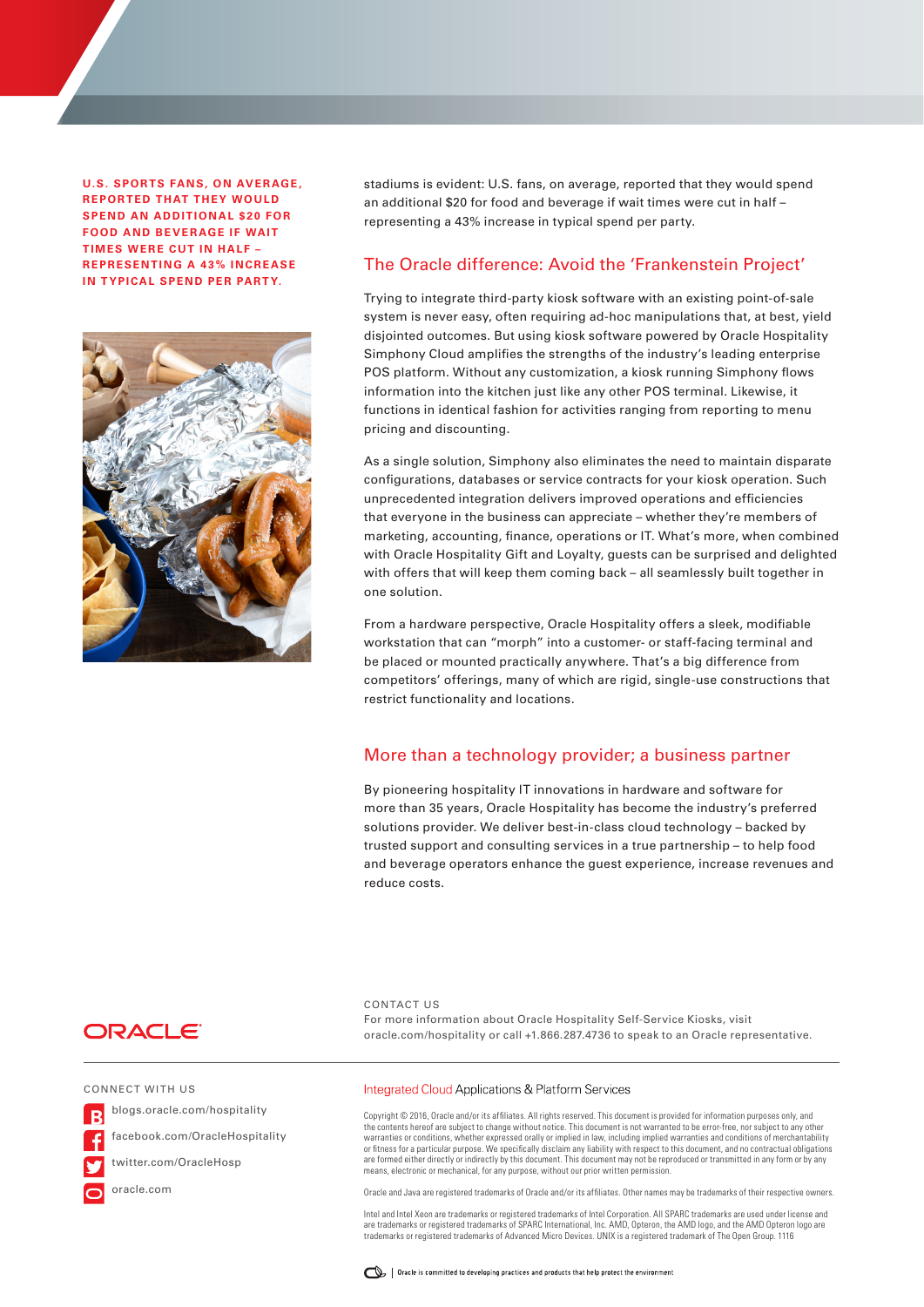**U.S. SPORTS FANS, ON AVERAGE, REPORTED THAT THEY WOULD SPEND AN ADDITIONAL $20 FOR FOOD AND BEVERAGE IF WAIT TIMES WERE CUT IN HALF – REPRESENTING A 43% INCREASE IN TYPICAL SPEND PER PARTY.**

stadiums is evident: U.S. fans, on average, reported that they would spend an additional $20 for food and beverage if wait times were cut in half – representing a 43% increase in typical spend per party.

## The Oracle difference: Avoid the 'Frankenstein Project'

Trying to integrate third-party kiosk software with an existing point-of-sale system is never easy, often requiring ad-hoc manipulations that, at best, yield disjointed outcomes. But using kiosk software powered by Oracle Hospitality Simphony Cloud amplifies the strengths of the industry's leading enterprise POS platform. Without any customization, a kiosk running Simphony flows information into the kitchen just like any other POS terminal. Likewise, it functions in identical fashion for activities ranging from reporting to menu pricing and discounting.

As a single solution, Simphony also eliminates the need to maintain disparate configurations, databases or service contracts for your kiosk operation. Such unprecedented integration delivers improved operations and efficiencies that everyone in the business can appreciate – whether they're members of marketing, accounting, finance, operations or IT. What's more, when combined with Oracle Hospitality Gift and Loyalty, guests can be surprised and delighted with offers that will keep them coming back – all seamlessly built together in one solution.

From a hardware perspective, Oracle Hospitality offers a sleek, modifiable workstation that can "morph" into a customer- or staff-facing terminal and be placed or mounted practically anywhere. That's a big difference from competitors' offerings, many of which are rigid, single-use constructions that restrict functionality and locations.

## More than a technology provider; a business partner

By pioneering hospitality IT innovations in hardware and software for more than 35 years, Oracle Hospitality has become the industry's preferred solutions provider. We deliver best-in-class cloud technology – backed by trusted support and consulting services in a true partnership – to help food and beverage operators enhance the guest experience, increase revenues and reduce costs.

ORACLE

CONTACT US

For more information about Oracle Hospitality Self-Service Kiosks, visit oracle.com/hospitality or call +1.866.287.4736 to speak to an Oracle representative.

CONNECT WITH US

- blogs.oracle.com/hospitality
- facebook.com/OracleHospitality
- twitter.com/OracleHosp
- oracle.com

Integrated Cloud Applications & Platform Services

Copyright © 2016, Oracle and/or its affiliates. All rights reserved. This document is provided for information purposes only, and the contents hereof are subject to change without notice. This document is not warranted to be error-free, nor subject to any other warranties or conditions, whether expressed orally or implied in law, including implied warranties and conditions of merchantability or fitness for a particular purpose. We specifically disclaim any liability with respect to this document, and no contractual obligations are formed either directly or indirectly by this document. This document may not be reproduced or transmitted in any form or by any means, electronic or mechanical, for any purpose, without our prior written permission.

Oracle and Java are registered trademarks of Oracle and/or its affiliates. Other names may be trademarks of their respective owners.

Intel and Intel Xeon are trademarks or registered trademarks of Intel Corporation. All SPARC trademarks are used under license and are trademarks or registered trademarks of SPARC International, Inc. AMD, Opteron, the AMD logo, and the AMD Opteron logo are trademarks or registered trademarks of Advanced Micro Devices. UNIX is a registered trademark of The Open Group. 1116

Oracle is committed to developing practices and products that help protect the environment